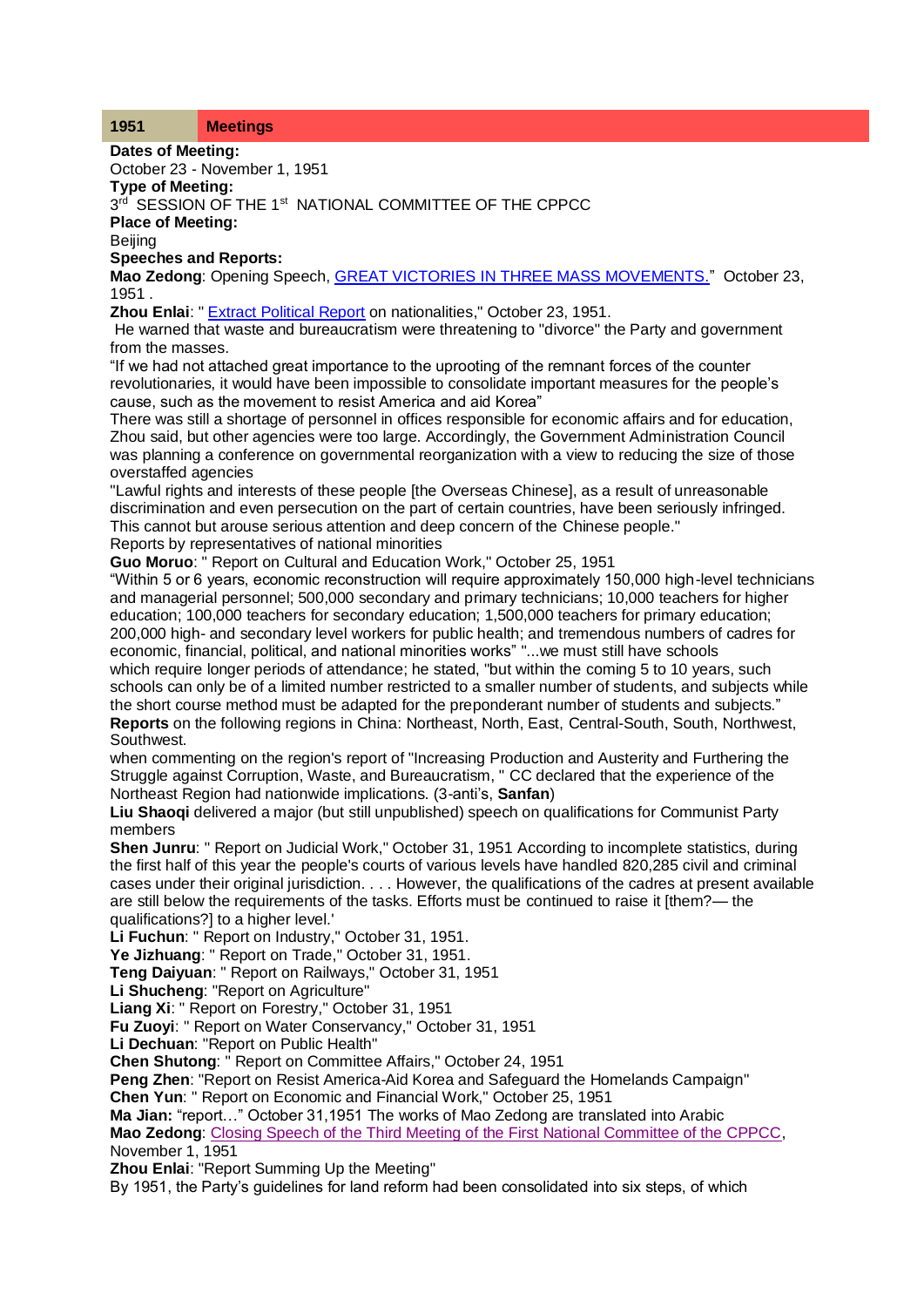| 1951 | Meetings |
|---|---|

**Dates of Meeting:**
October 23 - November 1, 1951
**Type of Meeting:**
3rd SESSION OF THE 1st NATIONAL COMMITTEE OF THE CPPCC
**Place of Meeting:**
Beijing
**Speeches and Reports:**
**Mao Zedong**: Opening Speech, "GREAT VICTORIES IN THREE MASS MOVEMENTS." October 23, 1951 .
**Zhou Enlai**: " Extract Political Report on nationalities," October 23, 1951.
He warned that waste and bureaucratism were threatening to "divorce" the Party and government from the masses.
"If we had not attached great importance to the uprooting of the remnant forces of the counter revolutionaries, it would have been impossible to consolidate important measures for the people's cause, such as the movement to resist America and aid Korea"
There was still a shortage of personnel in offices responsible for economic affairs and for education, Zhou said, but other agencies were too large. Accordingly, the Government Administration Council was planning a conference on governmental reorganization with a view to reducing the size of those overstaffed agencies
"Lawful rights and interests of these people [the Overseas Chinese], as a result of unreasonable discrimination and even persecution on the part of certain countries, have been seriously infringed. This cannot but arouse serious attention and deep concern of the Chinese people."
Reports by representatives of national minorities
**Guo Moruo**: " Report on Cultural and Education Work," October 25, 1951
"Within 5 or 6 years, economic reconstruction will require approximately 150,000 high-level technicians and managerial personnel; 500,000 secondary and primary technicians; 10,000 teachers for higher education; 100,000 teachers for secondary education; 1,500,000 teachers for primary education; 200,000 high- and secondary level workers for public health; and tremendous numbers of cadres for economic, financial, political, and national minorities works" "...we must still have schools which require longer periods of attendance; he stated, "but within the coming 5 to 10 years, such schools can only be of a limited number restricted to a smaller number of students, and subjects while the short course method must be adapted for the preponderant number of students and subjects."
**Reports** on the following regions in China: Northeast, North, East, Central-South, South, Northwest, Southwest.
when commenting on the region's report of "Increasing Production and Austerity and Furthering the Struggle against Corruption, Waste, and Bureaucratism, " CC declared that the experience of the Northeast Region had nationwide implications. (3-anti's, **Sanfan**)
**Liu Shaoqi** delivered a major (but still unpublished) speech on qualifications for Communist Party members
**Shen Junru**: " Report on Judicial Work," October 31, 1951 According to incomplete statistics, during the first half of this year the people's courts of various levels have handled 820,285 civil and criminal cases under their original jurisdiction. . . . However, the qualifications of the cadres at present available are still below the requirements of the tasks. Efforts must be continued to raise it [them?— the qualifications?] to a higher level.'
**Li Fuchun**: " Report on Industry," October 31, 1951.
**Ye Jizhuang**: " Report on Trade," October 31, 1951.
**Teng Daiyuan**: " Report on Railways," October 31, 1951
**Li Shucheng**: "Report on Agriculture"
**Liang Xi**: " Report on Forestry," October 31, 1951
**Fu Zuoyi**: " Report on Water Conservancy," October 31, 1951
**Li Dechuan**: "Report on Public Health"
**Chen Shutong**: " Report on Committee Affairs," October 24, 1951
**Peng Zhen**: "Report on Resist America-Aid Korea and Safeguard the Homelands Campaign"
**Chen Yun**: " Report on Economic and Financial Work," October 25, 1951
**Ma Jian:** "report…" October 31,1951 The works of Mao Zedong are translated into Arabic
**Mao Zedong**: Closing Speech of the Third Meeting of the First National Committee of the CPPCC, November 1, 1951
**Zhou Enlai**: "Report Summing Up the Meeting"
By 1951, the Party's guidelines for land reform had been consolidated into six steps, of which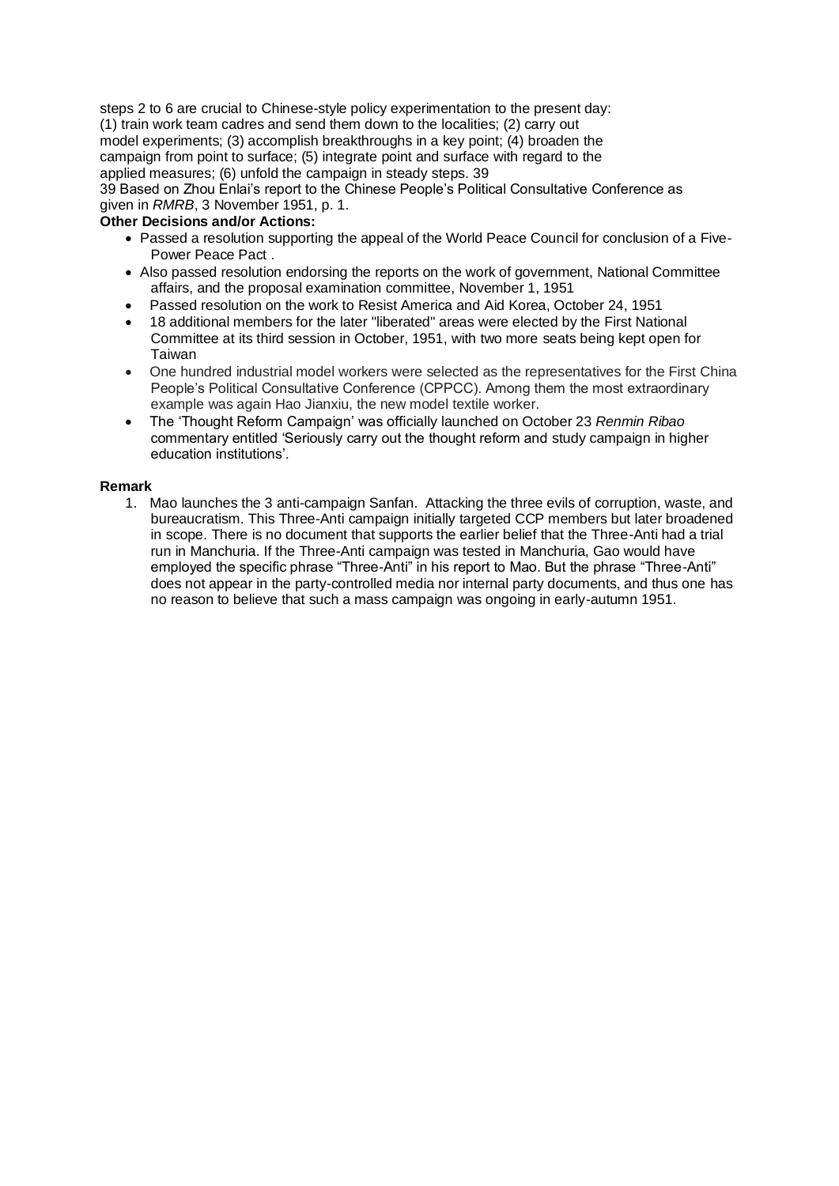steps 2 to 6 are crucial to Chinese-style policy experimentation to the present day: (1) train work team cadres and send them down to the localities; (2) carry out model experiments; (3) accomplish breakthroughs in a key point; (4) broaden the campaign from point to surface; (5) integrate point and surface with regard to the applied measures; (6) unfold the campaign in steady steps. 39

39 Based on Zhou Enlai's report to the Chinese People's Political Consultative Conference as given in *RMRB*, 3 November 1951, p. 1.

**Other Decisions and/or Actions:**

- Passed a resolution supporting the appeal of the World Peace Council for conclusion of a Five-Power Peace Pact .
- Also passed resolution endorsing the reports on the work of government, National Committee affairs, and the proposal examination committee, November 1, 1951
- Passed resolution on the work to Resist America and Aid Korea, October 24, 1951
- 18 additional members for the later "liberated" areas were elected by the First National Committee at its third session in October, 1951, with two more seats being kept open for Taiwan
- One hundred industrial model workers were selected as the representatives for the First China People's Political Consultative Conference (CPPCC). Among them the most extraordinary example was again Hao Jianxiu, the new model textile worker.
- The 'Thought Reform Campaign' was officially launched on October 23 *Renmin Ribao* commentary entitled 'Seriously carry out the thought reform and study campaign in higher education institutions'.

**Remark**

1. Mao launches the 3 anti-campaign Sanfan. Attacking the three evils of corruption, waste, and bureaucratism. This Three-Anti campaign initially targeted CCP members but later broadened in scope. There is no document that supports the earlier belief that the Three-Anti had a trial run in Manchuria. If the Three-Anti campaign was tested in Manchuria, Gao would have employed the specific phrase "Three-Anti" in his report to Mao. But the phrase "Three-Anti" does not appear in the party-controlled media nor internal party documents, and thus one has no reason to believe that such a mass campaign was ongoing in early-autumn 1951.